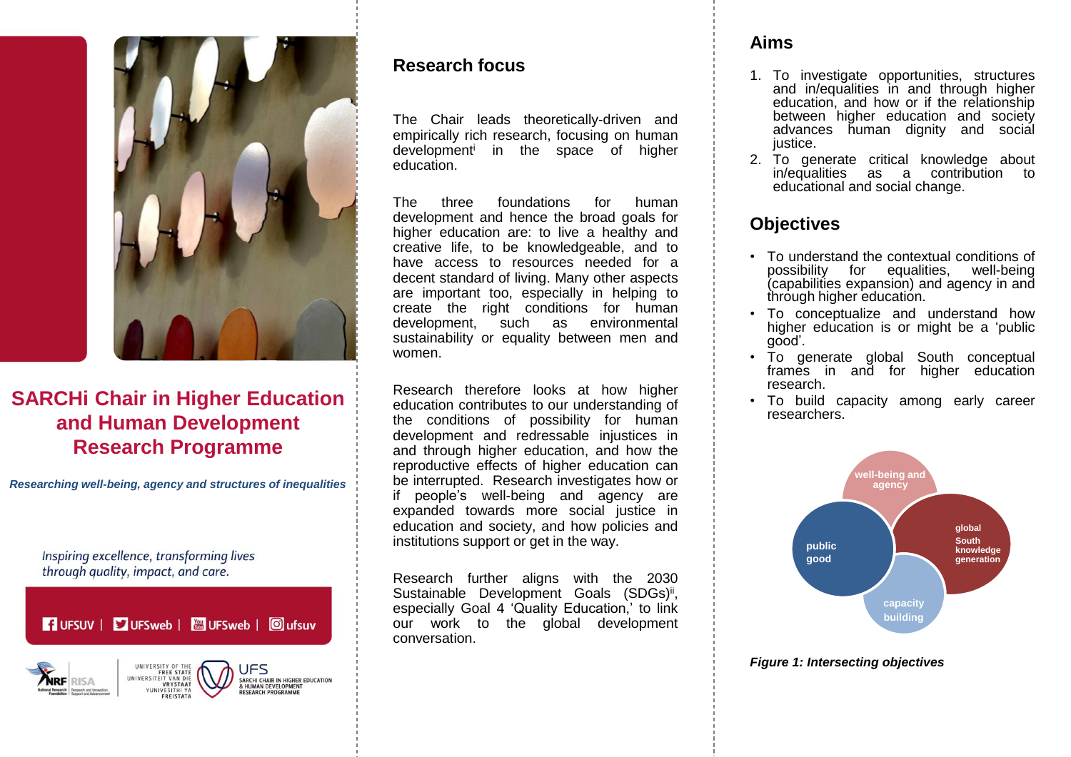# SARCHi Chair in Higher Education and Human Development Research Programme

*Researching well-being, agency and structures of inequalities*

*Inspiring excellence, transforming lives through quality, impact, and care.*

UFSUV | UFSweb | UFSweb | ufsuv

## Research focus

The Chair leads theoretically-driven and empirically rich research, focusing on human development[i] in the space of higher education.

The three foundations for human development and hence the broad goals for higher education are: to live a healthy and creative life, to be knowledgeable, and to have access to resources needed for a decent standard of living. Many other aspects are important too, especially in helping to create the right conditions for human development, such as environmental sustainability or equality between men and women.

Research therefore looks at how higher education contributes to our understanding of the conditions of possibility for human development and redressable injustices in and through higher education, and how the reproductive effects of higher education can be interrupted. Research investigates how or if people's well-being and agency are expanded towards more social justice in education and society, and how policies and institutions support or get in the way.

Research further aligns with the 2030 Sustainable Development Goals (SDGs)[ii], especially Goal 4 'Quality Education,' to link our work to the global development conversation.

## Aims

1. To investigate opportunities, structures and in/equalities in and through higher education, and how or if the relationship between higher education and society advances human dignity and social justice.
2. To generate critical knowledge about in/equalities as a contribution to educational and social change.

## Objectives

- To understand the contextual conditions of possibility for equalities, well-being (capabilities expansion) and agency in and through higher education.
- To conceptualize and understand how higher education is or might be a 'public good'.
- To generate global South conceptual frames in and for higher education research.
- To build capacity among early career researchers.

well-being and agency | public good | global South knowledge generation | capacity building

*Figure 1: Intersecting objectives*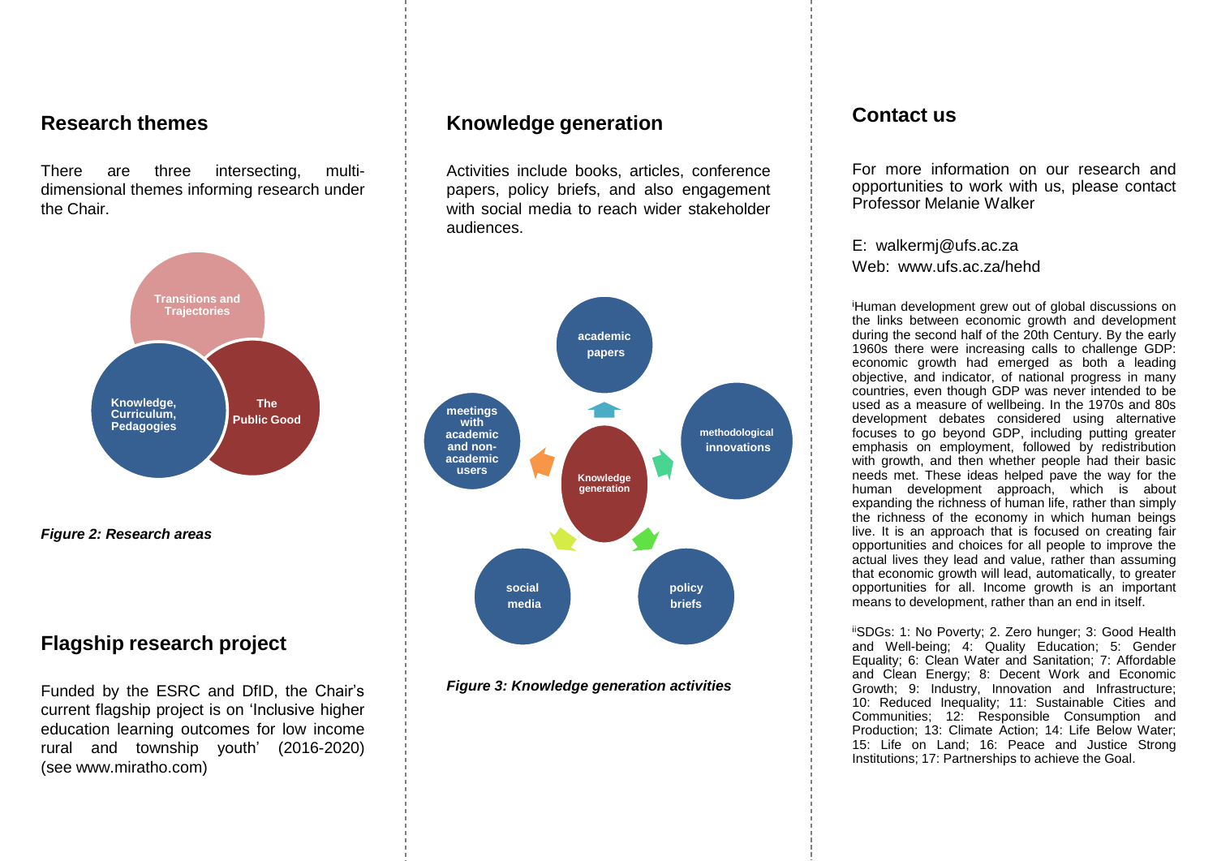## Research themes

There are three intersecting, multi-dimensional themes informing research under the Chair.

Transitions and Trajectories

Knowledge, Curriculum, Pedagogies

The Public Good

*Figure 2: Research areas*

## Flagship research project

Funded by the ESRC and DfID, the Chair's current flagship project is on 'Inclusive higher education learning outcomes for low income rural and township youth' (2016-2020) (see www.miratho.com)

## Knowledge generation

Activities include books, articles, conference papers, policy briefs, and also engagement with social media to reach wider stakeholder audiences.

academic papers

methodological innovations

policy briefs

social media

meetings with academic and non-academic users

Knowledge generation

*Figure 3: Knowledge generation activities*

## Contact us

For more information on our research and opportunities to work with us, please contact Professor Melanie Walker

E: walkermj@ufs.ac.za
Web: www.ufs.ac.za/hehd

[i]Human development grew out of global discussions on the links between economic growth and development during the second half of the 20th Century. By the early 1960s there were increasing calls to challenge GDP: economic growth had emerged as both a leading objective, and indicator, of national progress in many countries, even though GDP was never intended to be used as a measure of wellbeing. In the 1970s and 80s development debates considered using alternative focuses to go beyond GDP, including putting greater emphasis on employment, followed by redistribution with growth, and then whether people had their basic needs met. These ideas helped pave the way for the human development approach, which is about expanding the richness of human life, rather than simply the richness of the economy in which human beings live. It is an approach that is focused on creating fair opportunities and choices for all people to improve the actual lives they lead and value, rather than assuming that economic growth will lead, automatically, to greater opportunities for all. Income growth is an important means to development, rather than an end in itself.

[ii]SDGs: 1: No Poverty; 2. Zero hunger; 3: Good Health and Well-being; 4: Quality Education; 5: Gender Equality; 6: Clean Water and Sanitation; 7: Affordable and Clean Energy; 8: Decent Work and Economic Growth; 9: Industry, Innovation and Infrastructure; 10: Reduced Inequality; 11: Sustainable Cities and Communities; 12: Responsible Consumption and Production; 13: Climate Action; 14: Life Below Water; 15: Life on Land; 16: Peace and Justice Strong Institutions; 17: Partnerships to achieve the Goal.